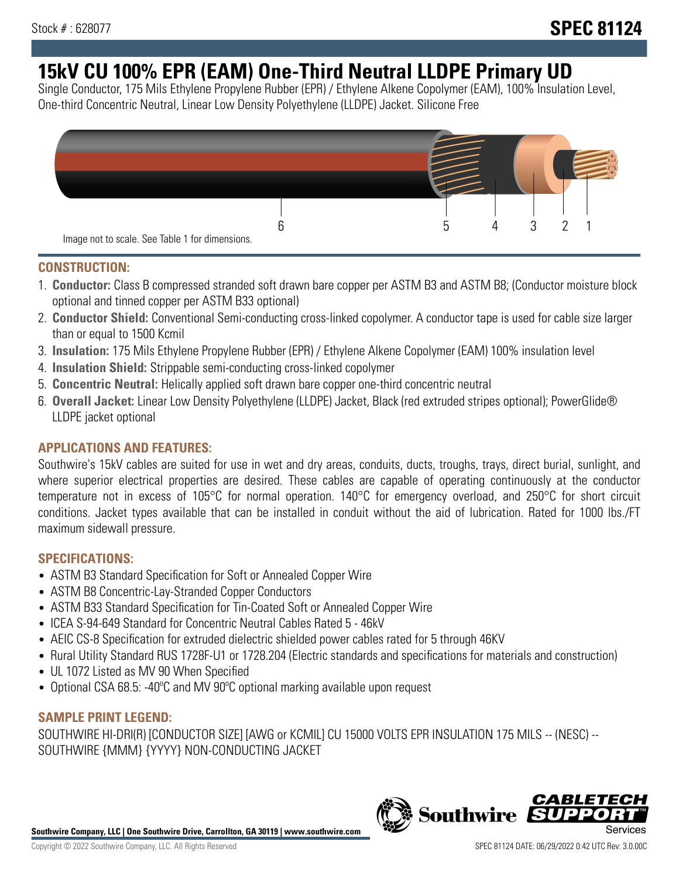Stock # : 628077

# SPEC 81124

# 15kV CU 100% EPR (EAM) One-Third Neutral LLDPE Primary UD

Single Conductor, 175 Mils Ethylene Propylene Rubber (EPR) / Ethylene Alkene Copolymer (EAM), 100% Insulation Level, One-third Concentric Neutral, Linear Low Density Polyethylene (LLDPE) Jacket. Silicone Free

Image not to scale. See Table 1 for dimensions.

## CONSTRUCTION:

1. **Conductor:** Class B compressed stranded soft drawn bare copper per ASTM B3 and ASTM B8; (Conductor moisture block optional and tinned copper per ASTM B33 optional)
2. **Conductor Shield:** Conventional Semi-conducting cross-linked copolymer. A conductor tape is used for cable size larger than or equal to 1500 Kcmil
3. **Insulation:** 175 Mils Ethylene Propylene Rubber (EPR) / Ethylene Alkene Copolymer (EAM) 100% insulation level
4. **Insulation Shield:** Strippable semi-conducting cross-linked copolymer
5. **Concentric Neutral:** Helically applied soft drawn bare copper one-third concentric neutral
6. **Overall Jacket:** Linear Low Density Polyethylene (LLDPE) Jacket, Black (red extruded stripes optional); PowerGlide® LLDPE jacket optional

## APPLICATIONS AND FEATURES:

Southwire's 15kV cables are suited for use in wet and dry areas, conduits, ducts, troughs, trays, direct burial, sunlight, and where superior electrical properties are desired. These cables are capable of operating continuously at the conductor temperature not in excess of 105°C for normal operation. 140°C for emergency overload, and 250°C for short circuit conditions. Jacket types available that can be installed in conduit without the aid of lubrication. Rated for 1000 lbs./FT maximum sidewall pressure.

## SPECIFICATIONS:

- ASTM B3 Standard Specification for Soft or Annealed Copper Wire
- ASTM B8 Concentric-Lay-Stranded Copper Conductors
- ASTM B33 Standard Specification for Tin-Coated Soft or Annealed Copper Wire
- ICEA S-94-649 Standard for Concentric Neutral Cables Rated 5 - 46kV
- AEIC CS-8 Specification for extruded dielectric shielded power cables rated for 5 through 46KV
- Rural Utility Standard RUS 1728F-U1 or 1728.204 (Electric standards and specifications for materials and construction)
- UL 1072 Listed as MV 90 When Specified
- Optional CSA 68.5: -40ºC and MV 90ºC optional marking available upon request

## SAMPLE PRINT LEGEND:

SOUTHWIRE HI-DRI(R) [CONDUCTOR SIZE] [AWG or KCMIL] CU 15000 VOLTS EPR INSULATION 175 MILS -- (NESC) -- SOUTHWIRE {MMM} {YYYY} NON-CONDUCTING JACKET

**Southwire Company, LLC | One Southwire Drive, Carrollton, GA 30119 | www.southwire.com**

Copyright © 2022 Southwire Company, LLC. All Rights Reserved

SPEC 81124 DATE: 06/29/2022 0:42 UTC Rev: 3.0.00C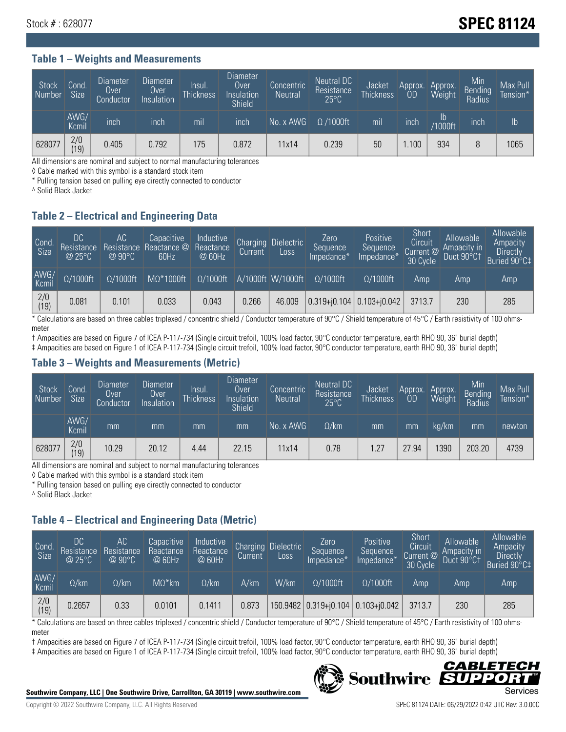Stock # : 628077

# SPEC 81124

## Table 1 – Weights and Measurements

| Stock Number | Cond. Size | Diameter Over Conductor | Diameter Over Insulation | Insul. Thickness | Diameter Over Insulation Shield | Concentric Neutral | Neutral DC Resistance 25°C | Jacket Thickness | Approx. OD | Approx. Weight | Min Bending Radius | Max Pull Tension* |
|---|---|---|---|---|---|---|---|---|---|---|---|---|
| | AWG/ Kcmil | inch | inch | mil | inch | No. x AWG | Ω /1000ft | mil | inch | lb /1000ft | inch | lb |
| 628077 | 2/0 (19) | 0.405 | 0.792 | 175 | 0.872 | 11x14 | 0.239 | 50 | 1.100 | 934 | 8 | 1065 |

All dimensions are nominal and subject to normal manufacturing tolerances

◊ Cable marked with this symbol is a standard stock item

* Pulling tension based on pulling eye directly connected to conductor

^ Solid Black Jacket

## Table 2 – Electrical and Engineering Data

| Cond. Size | DC Resistance @ 25°C | AC Resistance @ 90°C | Capacitive Reactance @ 60Hz | Inductive Reactance @ 60Hz | Charging Current | Dielectric Loss | Zero Sequence Impedance* | Positive Sequence Impedance* | Short Circuit Current @ 30 Cycle | Allowable Ampacity in Duct 90°C† | Allowable Ampacity Directly Buried 90°C‡ |
|---|---|---|---|---|---|---|---|---|---|---|---|
| AWG/ Kcmil | Ω/1000ft | Ω/1000ft | MΩ*1000ft | Ω/1000ft | A/1000ft | W/1000ft | Ω/1000ft | Ω/1000ft | Amp | Amp | Amp |
| 2/0 (19) | 0.081 | 0.101 | 0.033 | 0.043 | 0.266 | 46.009 | 0.319+j0.104 | 0.103+j0.042 | 3713.7 | 230 | 285 |

* Calculations are based on three cables triplexed / concentric shield / Conductor temperature of 90°C / Shield temperature of 45°C / Earth resistivity of 100 ohms-meter

† Ampacities are based on Figure 7 of ICEA P-117-734 (Single circuit trefoil, 100% load factor, 90°C conductor temperature, earth RHO 90, 36" burial depth)

‡ Ampacities are based on Figure 1 of ICEA P-117-734 (Single circuit trefoil, 100% load factor, 90°C conductor temperature, earth RHO 90, 36" burial depth)

## Table 3 – Weights and Measurements (Metric)

| Stock Number | Cond. Size | Diameter Over Conductor | Diameter Over Insulation | Insul. Thickness | Diameter Over Insulation Shield | Concentric Neutral | Neutral DC Resistance 25°C | Jacket Thickness | Approx. OD | Approx. Weight | Min Bending Radius | Max Pull Tension* |
|---|---|---|---|---|---|---|---|---|---|---|---|---|
| | AWG/ Kcmil | mm | mm | mm | mm | No. x AWG | Ω/km | mm | mm | kg/km | mm | newton |
| 628077 | 2/0 (19) | 10.29 | 20.12 | 4.44 | 22.15 | 11x14 | 0.78 | 1.27 | 27.94 | 1390 | 203.20 | 4739 |

All dimensions are nominal and subject to normal manufacturing tolerances

◊ Cable marked with this symbol is a standard stock item

* Pulling tension based on pulling eye directly connected to conductor

^ Solid Black Jacket

## Table 4 – Electrical and Engineering Data (Metric)

| Cond. Size | DC Resistance @ 25°C | AC Resistance @ 90°C | Capacitive Reactance @ 60Hz | Inductive Reactance @ 60Hz | Charging Current | Dielectric Loss | Zero Sequence Impedance* | Positive Sequence Impedance* | Short Circuit Current @ 30 Cycle | Allowable Ampacity in Duct 90°C† | Allowable Ampacity Directly Buried 90°C‡ |
|---|---|---|---|---|---|---|---|---|---|---|---|
| AWG/ Kcmil | Ω/km | Ω/km | MΩ*km | Ω/km | A/km | W/km | Ω/1000ft | Ω/1000ft | Amp | Amp | Amp |
| 2/0 (19) | 0.2657 | 0.33 | 0.0101 | 0.1411 | 0.873 | 150.9482 | 0.319+j0.104 | 0.103+j0.042 | 3713.7 | 230 | 285 |

* Calculations are based on three cables triplexed / concentric shield / Conductor temperature of 90°C / Shield temperature of 45°C / Earth resistivity of 100 ohms-meter

† Ampacities are based on Figure 7 of ICEA P-117-734 (Single circuit trefoil, 100% load factor, 90°C conductor temperature, earth RHO 90, 36" burial depth)

‡ Ampacities are based on Figure 1 of ICEA P-117-734 (Single circuit trefoil, 100% load factor, 90°C conductor temperature, earth RHO 90, 36" burial depth)

**Southwire Company, LLC | One Southwire Drive, Carrollton, GA 30119 | www.southwire.com**

Copyright © 2022 Southwire Company, LLC. All Rights Reserved

SPEC 81124 DATE: 06/29/2022 0:42 UTC Rev: 3.0.00C